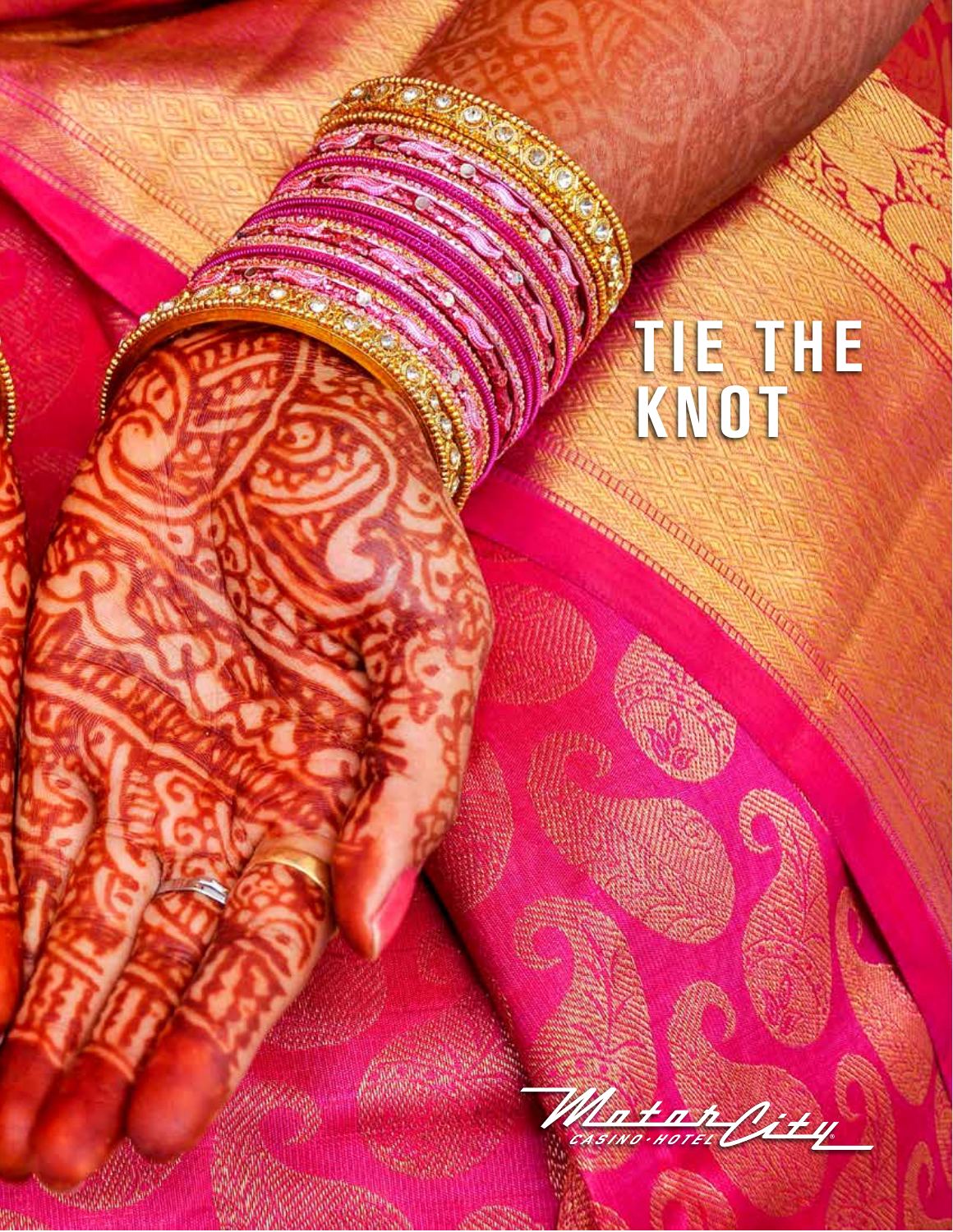# TIE THE KNOT

MotorCity CASINO · HOTEL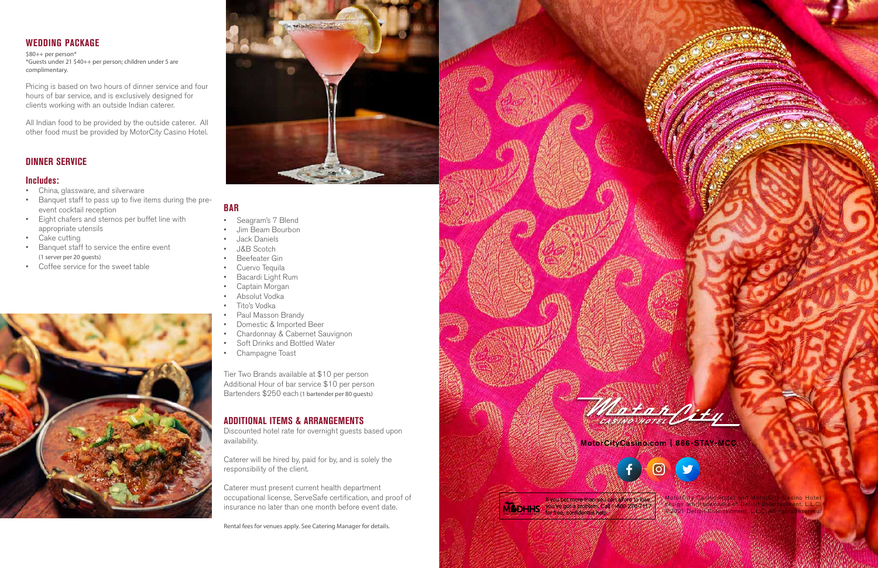## WEDDING PACKAGE

$80++ per person*
*Guests under 21 $40++ per person; children under 5 are complimentary.

Pricing is based on two hours of dinner service and four hours of bar service, and is exclusively designed for clients working with an outside Indian caterer.

All Indian food to be provided by the outside caterer. All other food must be provided by MotorCity Casino Hotel.

## DINNER SERVICE

### Includes:

- China, glassware, and silverware
- Banquet staff to pass up to five items during the pre-event cocktail reception
- Eight chafers and sternos per buffet line with appropriate utensils
- Cake cutting
- Banquet staff to service the entire event (1 server per 20 guests)
- Coffee service for the sweet table

## BAR

- Seagram's 7 Blend
- Jim Beam Bourbon
- Jack Daniels
- J&B Scotch
- Beefeater Gin
- Cuervo Tequila
- Bacardi Light Rum
- Captain Morgan
- Absolut Vodka
- Tito's Vodka
- Paul Masson Brandy
- Domestic & Imported Beer
- Chardonnay & Cabernet Sauvignon
- Soft Drinks and Bottled Water
- Champagne Toast

Tier Two Brands available at $10 per person
Additional Hour of bar service $10 per person
Bartenders $250 each (1 bartender per 80 guests)

## ADDITIONAL ITEMS & ARRANGEMENTS

Discounted hotel rate for overnight guests based upon availability.

Caterer will be hired by, paid for by, and is solely the responsibility of the client.

Caterer must present current health department occupational license, ServeSafe certification, and proof of insurance no later than one month before event date.

Rental fees for venues apply. See Catering Manager for details.

MotorCity CASINO HOTEL

MotorCityCasino.com | 866-STAY-MCC

MDHHS If you bet more than you can afford to lose, you've got a problem. Call 1-800-270-7117 for free, confidential help.

MotorCity Casino Hotel and MotorCity Casino Hotel design are trademarks of Detroit Entertainment, L.L.C. ©2021 Detroit Entertainment, L.L.C. All rights reserved.